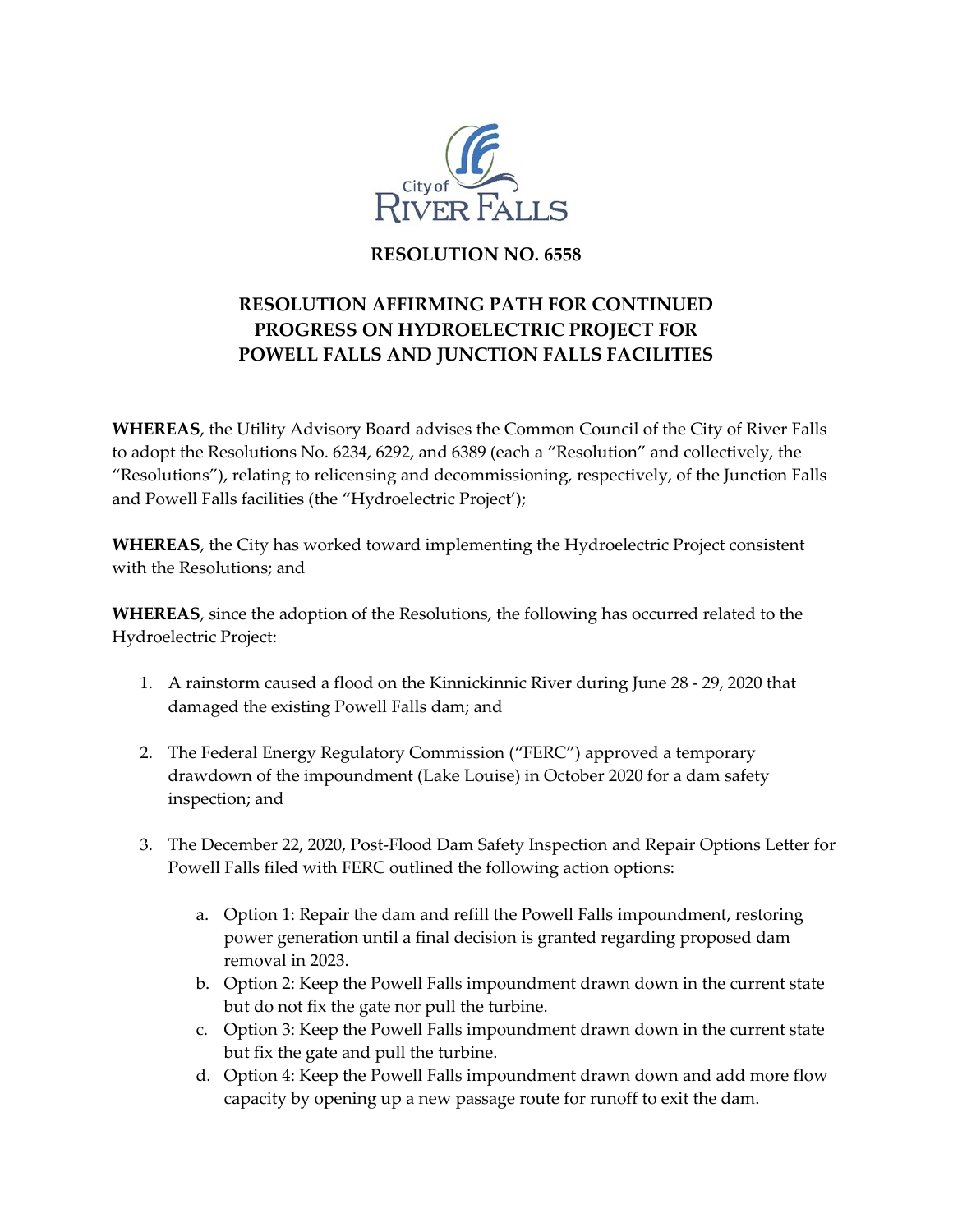City of RIVER FALLS

# RESOLUTION NO. 6558

## RESOLUTION AFFIRMING PATH FOR CONTINUED PROGRESS ON HYDROELECTRIC PROJECT FOR POWELL FALLS AND JUNCTION FALLS FACILITIES

**WHEREAS**, the Utility Advisory Board advises the Common Council of the City of River Falls to adopt the Resolutions No. 6234, 6292, and 6389 (each a "Resolution" and collectively, the "Resolutions"), relating to relicensing and decommissioning, respectively, of the Junction Falls and Powell Falls facilities (the "Hydroelectric Project');

**WHEREAS**, the City has worked toward implementing the Hydroelectric Project consistent with the Resolutions; and

**WHEREAS**, since the adoption of the Resolutions, the following has occurred related to the Hydroelectric Project:

1. A rainstorm caused a flood on the Kinnickinnic River during June 28 - 29, 2020 that damaged the existing Powell Falls dam; and

2. The Federal Energy Regulatory Commission ("FERC") approved a temporary drawdown of the impoundment (Lake Louise) in October 2020 for a dam safety inspection; and

3. The December 22, 2020, Post-Flood Dam Safety Inspection and Repair Options Letter for Powell Falls filed with FERC outlined the following action options:

    a. Option 1: Repair the dam and refill the Powell Falls impoundment, restoring power generation until a final decision is granted regarding proposed dam removal in 2023.
    b. Option 2: Keep the Powell Falls impoundment drawn down in the current state but do not fix the gate nor pull the turbine.
    c. Option 3: Keep the Powell Falls impoundment drawn down in the current state but fix the gate and pull the turbine.
    d. Option 4: Keep the Powell Falls impoundment drawn down and add more flow capacity by opening up a new passage route for runoff to exit the dam.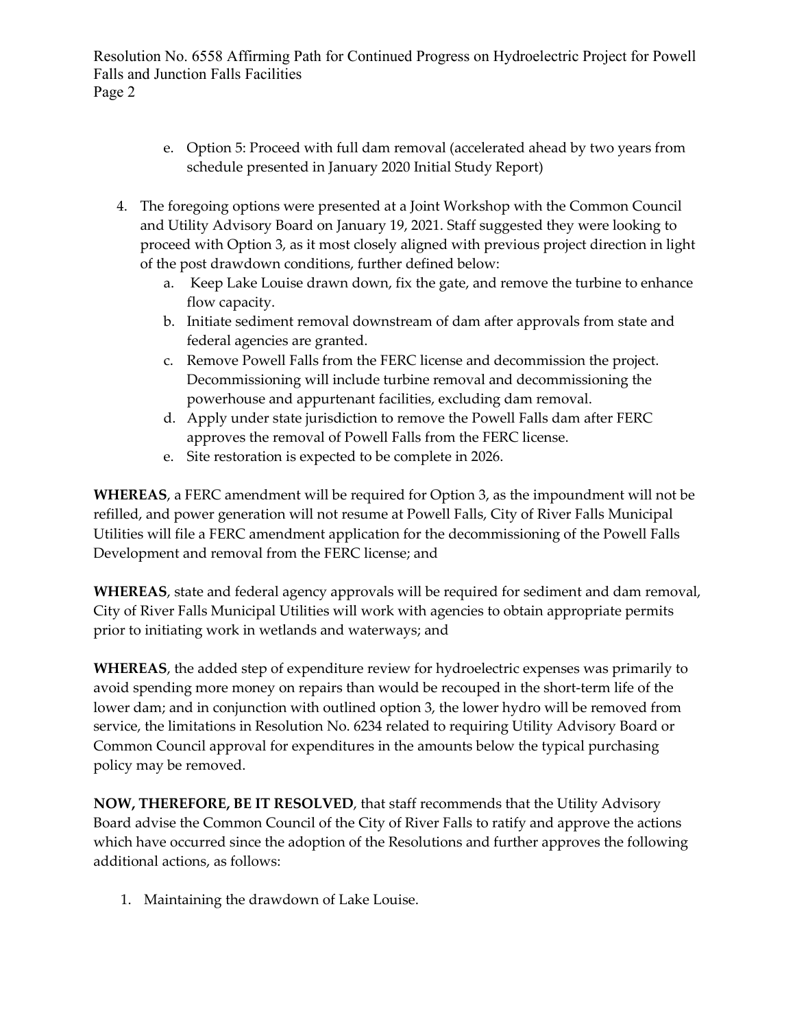e. Option 5: Proceed with full dam removal (accelerated ahead by two years from schedule presented in January 2020 Initial Study Report)

4. The foregoing options were presented at a Joint Workshop with the Common Council and Utility Advisory Board on January 19, 2021. Staff suggested they were looking to proceed with Option 3, as it most closely aligned with previous project direction in light of the post drawdown conditions, further defined below:
   a. Keep Lake Louise drawn down, fix the gate, and remove the turbine to enhance flow capacity.
   b. Initiate sediment removal downstream of dam after approvals from state and federal agencies are granted.
   c. Remove Powell Falls from the FERC license and decommission the project. Decommissioning will include turbine removal and decommissioning the powerhouse and appurtenant facilities, excluding dam removal.
   d. Apply under state jurisdiction to remove the Powell Falls dam after FERC approves the removal of Powell Falls from the FERC license.
   e. Site restoration is expected to be complete in 2026.

**WHEREAS**, a FERC amendment will be required for Option 3, as the impoundment will not be refilled, and power generation will not resume at Powell Falls, City of River Falls Municipal Utilities will file a FERC amendment application for the decommissioning of the Powell Falls Development and removal from the FERC license; and

**WHEREAS**, state and federal agency approvals will be required for sediment and dam removal, City of River Falls Municipal Utilities will work with agencies to obtain appropriate permits prior to initiating work in wetlands and waterways; and

**WHEREAS**, the added step of expenditure review for hydroelectric expenses was primarily to avoid spending more money on repairs than would be recouped in the short-term life of the lower dam; and in conjunction with outlined option 3, the lower hydro will be removed from service, the limitations in Resolution No. 6234 related to requiring Utility Advisory Board or Common Council approval for expenditures in the amounts below the typical purchasing policy may be removed.

**NOW, THEREFORE, BE IT RESOLVED**, that staff recommends that the Utility Advisory Board advise the Common Council of the City of River Falls to ratify and approve the actions which have occurred since the adoption of the Resolutions and further approves the following additional actions, as follows:

1. Maintaining the drawdown of Lake Louise.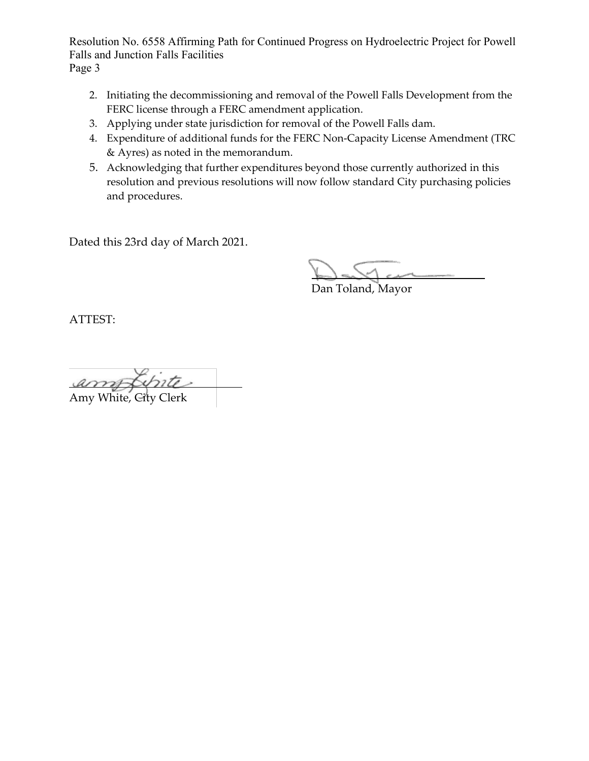2. Initiating the decommissioning and removal of the Powell Falls Development from the FERC license through a FERC amendment application.
3. Applying under state jurisdiction for removal of the Powell Falls dam.
4. Expenditure of additional funds for the FERC Non-Capacity License Amendment (TRC & Ayres) as noted in the memorandum.
5. Acknowledging that further expenditures beyond those currently authorized in this resolution and previous resolutions will now follow standard City purchasing policies and procedures.

Dated this 23rd day of March 2021.

Dan Toland, Mayor

ATTEST:

Amy White, City Clerk